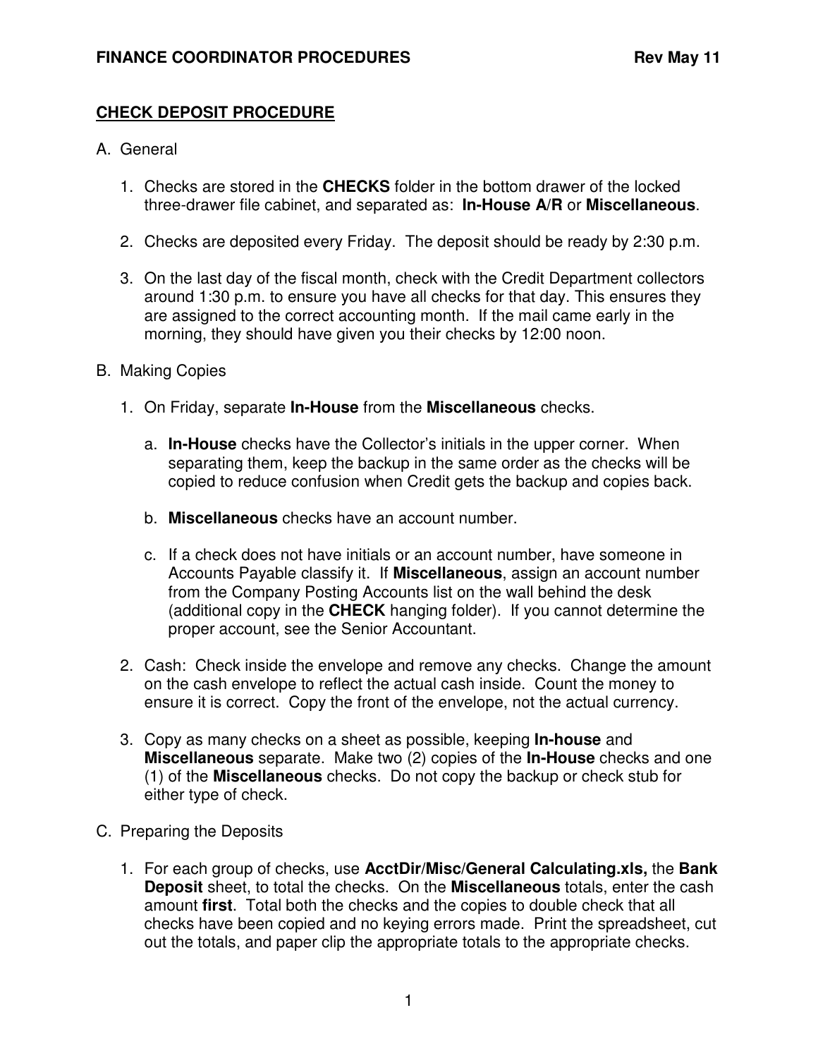## CHECK DEPOSIT PROCEDURE

A. General

1. Checks are stored in the **CHECKS** folder in the bottom drawer of the locked three-drawer file cabinet, and separated as: **In-House A/R** or **Miscellaneous**.

2. Checks are deposited every Friday. The deposit should be ready by 2:30 p.m.

3. On the last day of the fiscal month, check with the Credit Department collectors around 1:30 p.m. to ensure you have all checks for that day. This ensures they are assigned to the correct accounting month. If the mail came early in the morning, they should have given you their checks by 12:00 noon.

B. Making Copies

1. On Friday, separate **In-House** from the **Miscellaneous** checks.

   a. **In-House** checks have the Collector's initials in the upper corner. When separating them, keep the backup in the same order as the checks will be copied to reduce confusion when Credit gets the backup and copies back.

   b. **Miscellaneous** checks have an account number.

   c. If a check does not have initials or an account number, have someone in Accounts Payable classify it. If **Miscellaneous**, assign an account number from the Company Posting Accounts list on the wall behind the desk (additional copy in the **CHECK** hanging folder). If you cannot determine the proper account, see the Senior Accountant.

2. Cash: Check inside the envelope and remove any checks. Change the amount on the cash envelope to reflect the actual cash inside. Count the money to ensure it is correct. Copy the front of the envelope, not the actual currency.

3. Copy as many checks on a sheet as possible, keeping **In-house** and **Miscellaneous** separate. Make two (2) copies of the **In-House** checks and one (1) of the **Miscellaneous** checks. Do not copy the backup or check stub for either type of check.

C. Preparing the Deposits

1. For each group of checks, use **AcctDir/Misc/General Calculating.xls,** the **Bank Deposit** sheet, to total the checks. On the **Miscellaneous** totals, enter the cash amount **first**. Total both the checks and the copies to double check that all checks have been copied and no keying errors made. Print the spreadsheet, cut out the totals, and paper clip the appropriate totals to the appropriate checks.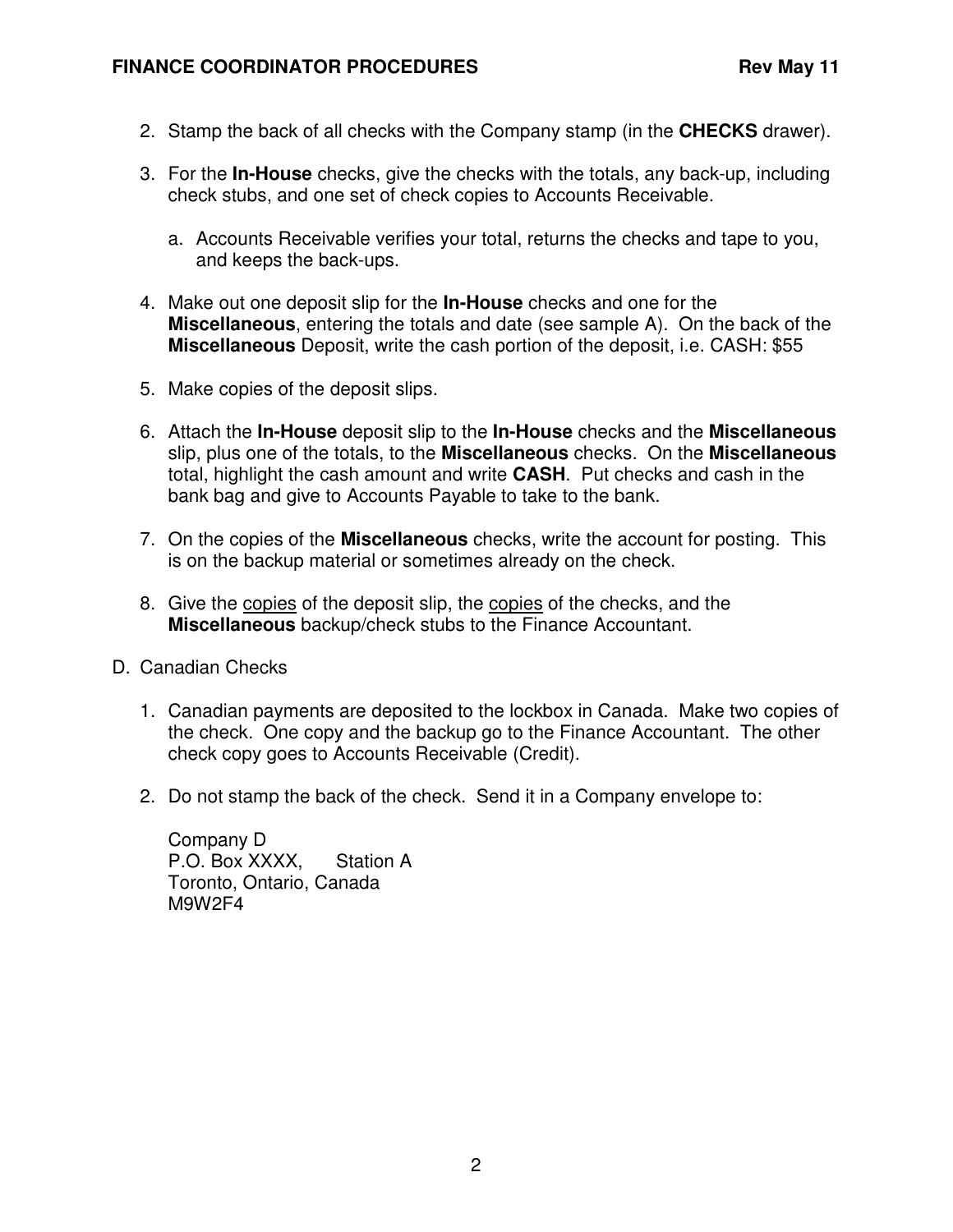2. Stamp the back of all checks with the Company stamp (in the **CHECKS** drawer).

3. For the **In-House** checks, give the checks with the totals, any back-up, including check stubs, and one set of check copies to Accounts Receivable.

   a. Accounts Receivable verifies your total, returns the checks and tape to you, and keeps the back-ups.

4. Make out one deposit slip for the **In-House** checks and one for the **Miscellaneous**, entering the totals and date (see sample A). On the back of the **Miscellaneous** Deposit, write the cash portion of the deposit, i.e. CASH: $55

5. Make copies of the deposit slips.

6. Attach the **In-House** deposit slip to the **In-House** checks and the **Miscellaneous** slip, plus one of the totals, to the **Miscellaneous** checks. On the **Miscellaneous** total, highlight the cash amount and write **CASH**. Put checks and cash in the bank bag and give to Accounts Payable to take to the bank.

7. On the copies of the **Miscellaneous** checks, write the account for posting. This is on the backup material or sometimes already on the check.

8. Give the <u>copies</u> of the deposit slip, the <u>copies</u> of the checks, and the **Miscellaneous** backup/check stubs to the Finance Accountant.

D. Canadian Checks

1. Canadian payments are deposited to the lockbox in Canada. Make two copies of the check. One copy and the backup go to the Finance Accountant. The other check copy goes to Accounts Receivable (Credit).

2. Do not stamp the back of the check. Send it in a Company envelope to:

   Company D
   P.O. Box XXXX, Station A
   Toronto, Ontario, Canada
   M9W2F4